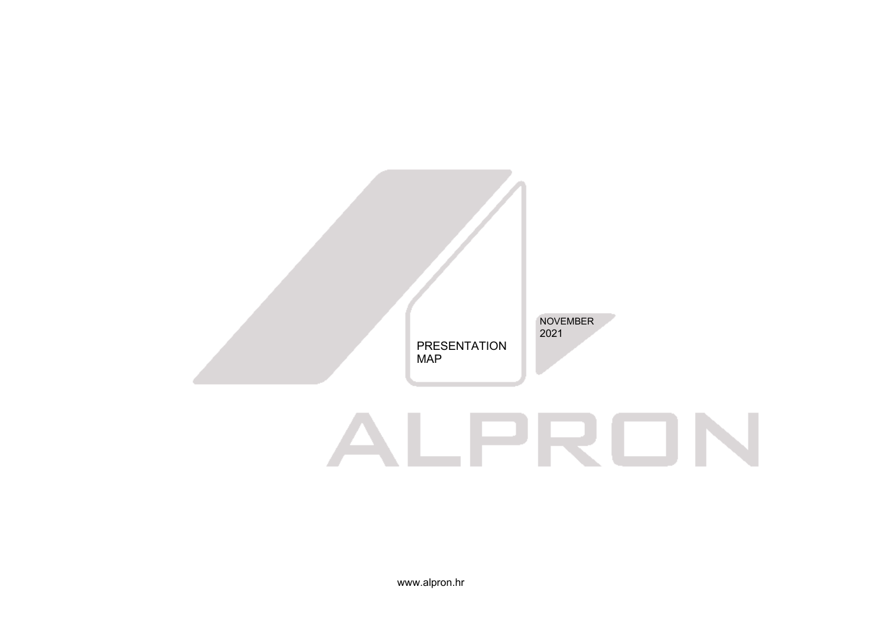PRESENTATION MAP

NOVEMBER 2021

# ALPRON

www.alpron.hr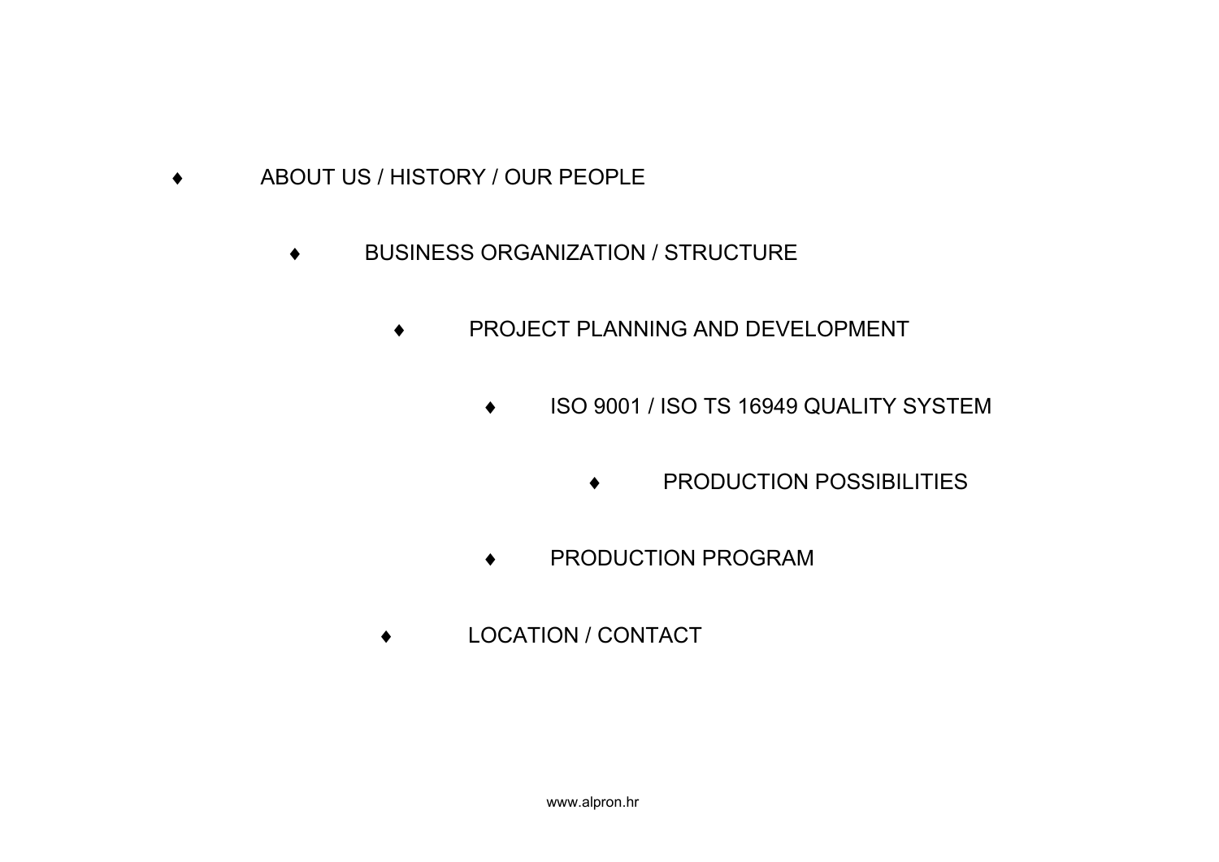- ABOUT US / HISTORY / OUR PEOPLE
- BUSINESS ORGANIZATION / STRUCTURE
- PROJECT PLANNING AND DEVELOPMENT
- ISO 9001 / ISO TS 16949 QUALITY SYSTEM
- PRODUCTION POSSIBILITIES
- PRODUCTION PROGRAM
- LOCATION / CONTACT

www.alpron.hr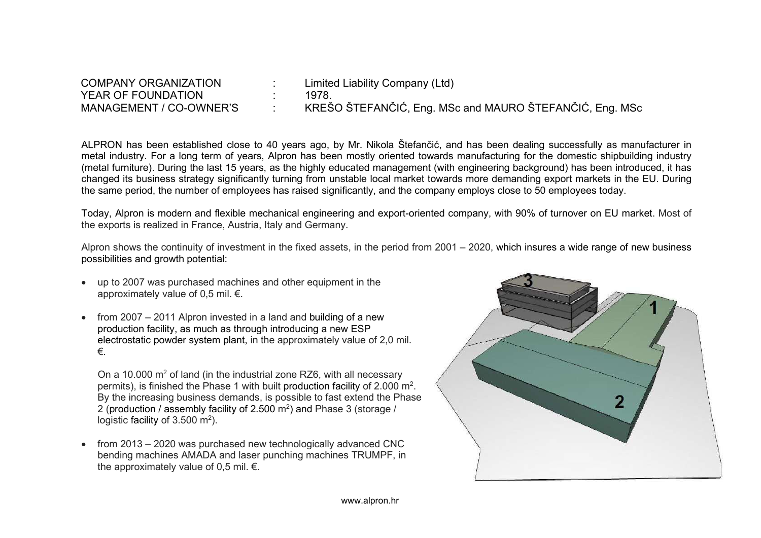| | | |
|---|---|---|
| COMPANY ORGANIZATION | : | Limited Liability Company (Ltd) |
| YEAR OF FOUNDATION | : | 1978. |
| MANAGEMENT / CO-OWNER'S | : | KREŠO ŠTEFANČIĆ, Eng. MSc and MAURO ŠTEFANČIĆ, Eng. MSc |

ALPRON has been established close to 40 years ago, by Mr. Nikola Štefančić, and has been dealing successfully as manufacturer in metal industry. For a long term of years, Alpron has been mostly oriented towards manufacturing for the domestic shipbuilding industry (metal furniture). During the last 15 years, as the highly educated management (with engineering background) has been introduced, it has changed its business strategy significantly turning from unstable local market towards more demanding export markets in the EU. During the same period, the number of employees has raised significantly, and the company employs close to 50 employees today.

Today, Alpron is modern and flexible mechanical engineering and export-oriented company, with 90% of turnover on EU market. Most of the exports is realized in France, Austria, Italy and Germany.

Alpron shows the continuity of investment in the fixed assets, in the period from 2001 – 2020, which insures a wide range of new business possibilities and growth potential:

- up to 2007 was purchased machines and other equipment in the approximately value of 0,5 mil. €.
- from 2007 – 2011 Alpron invested in a land and building of a new production facility, as much as through introducing a new ESP electrostatic powder system plant, in the approximately value of 2,0 mil. €.

  On a 10.000 m$^2$ of land (in the industrial zone RZ6, with all necessary permits), is finished the Phase 1 with built production facility of 2.000 m$^2$. By the increasing business demands, is possible to fast extend the Phase 2 (production / assembly facility of 2.500 m$^2$) and Phase 3 (storage / logistic facility of 3.500 m$^2$).
- from 2013 – 2020 was purchased new technologically advanced CNC bending machines AMADA and laser punching machines TRUMPF, in the approximately value of 0,5 mil. €.

www.alpron.hr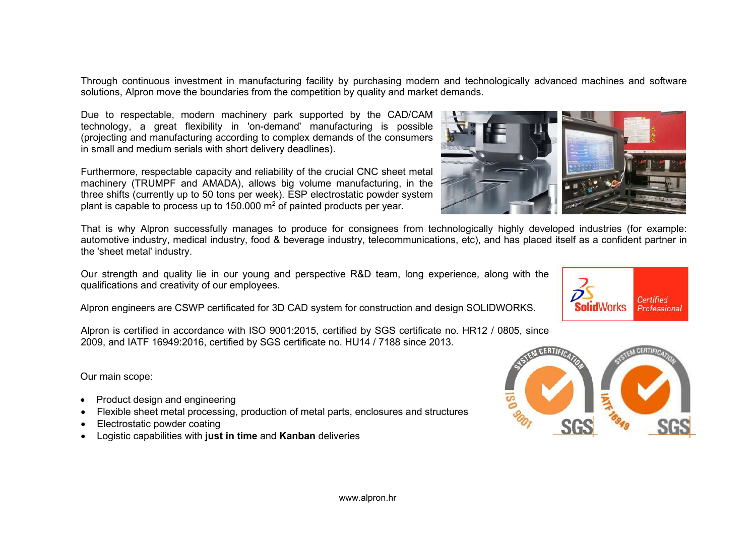Through continuous investment in manufacturing facility by purchasing modern and technologically advanced machines and software solutions, Alpron move the boundaries from the competition by quality and market demands.

Due to respectable, modern machinery park supported by the CAD/CAM technology, a great flexibility in 'on-demand' manufacturing is possible (projecting and manufacturing according to complex demands of the consumers in small and medium serials with short delivery deadlines).

Furthermore, respectable capacity and reliability of the crucial CNC sheet metal machinery (TRUMPF and AMADA), allows big volume manufacturing, in the three shifts (currently up to 50 tons per week). ESP electrostatic powder system plant is capable to process up to 150.000 $m^2$ of painted products per year.

That is why Alpron successfully manages to produce for consignees from technologically highly developed industries (for example: automotive industry, medical industry, food & beverage industry, telecommunications, etc), and has placed itself as a confident partner in the 'sheet metal' industry.

Our strength and quality lie in our young and perspective R&D team, long experience, along with the qualifications and creativity of our employees.

Alpron engineers are CSWP certificated for 3D CAD system for construction and design SOLIDWORKS.

Alpron is certified in accordance with ISO 9001:2015, certified by SGS certificate no. HR12 / 0805, since 2009, and IATF 16949:2016, certified by SGS certificate no. HU14 / 7188 since 2013.

Our main scope:

- Product design and engineering
- Flexible sheet metal processing, production of metal parts, enclosures and structures
- Electrostatic powder coating
- Logistic capabilities with **just in time** and **Kanban** deliveries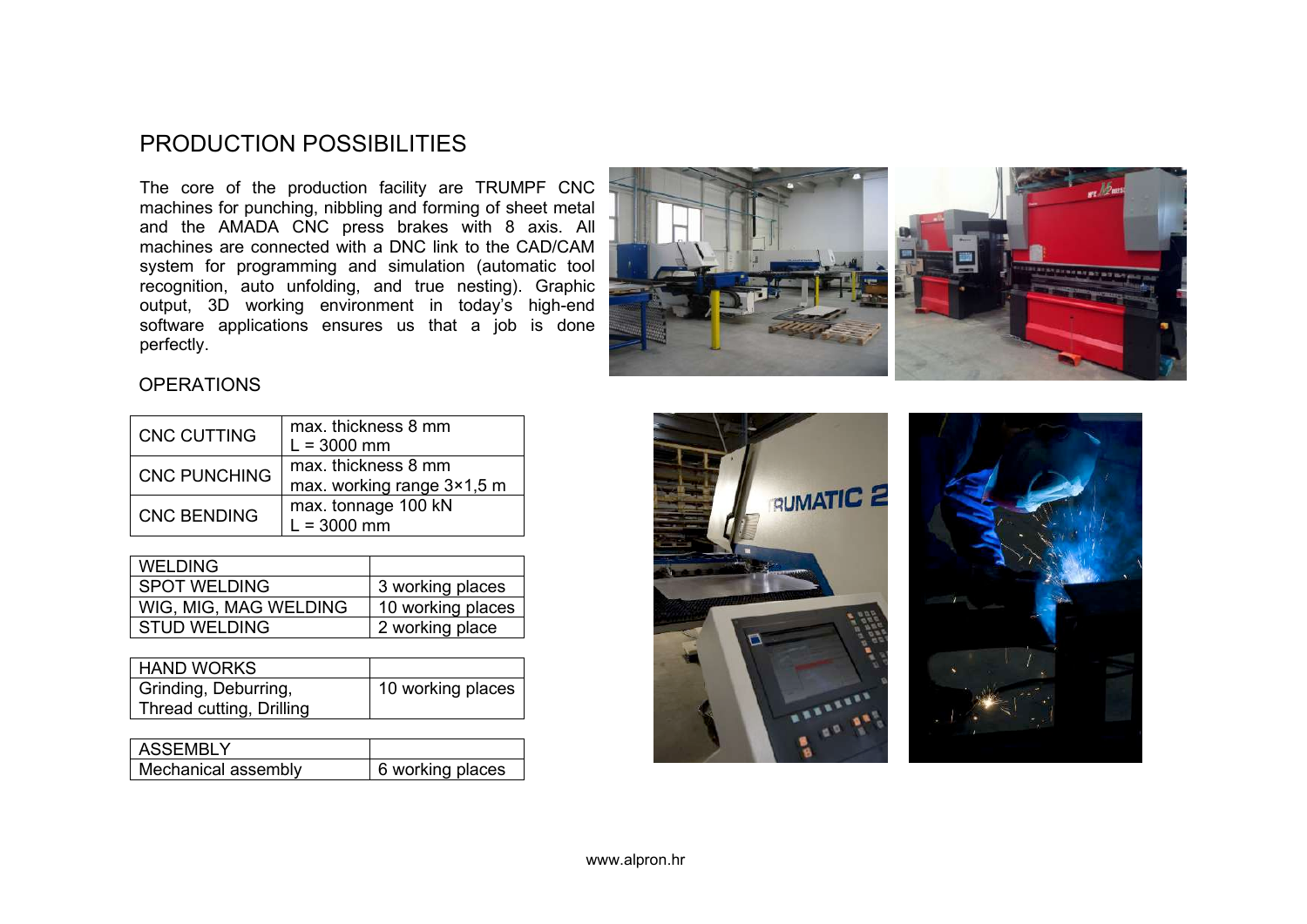# PRODUCTION POSSIBILITIES

The core of the production facility are TRUMPF CNC machines for punching, nibbling and forming of sheet metal and the AMADA CNC press brakes with 8 axis. All machines are connected with a DNC link to the CAD/CAM system for programming and simulation (automatic tool recognition, auto unfolding, and true nesting). Graphic output, 3D working environment in today's high-end software applications ensures us that a job is done perfectly.

## OPERATIONS

| | |
|---|---|
| CNC CUTTING | max. thickness 8 mm<br>L = 3000 mm |
| CNC PUNCHING | max. thickness 8 mm<br>max. working range 3×1,5 m |
| CNC BENDING | max. tonnage 100 kN<br>L = 3000 mm |

| WELDING | |
|---|---|
| SPOT WELDING | 3 working places |
| WIG, MIG, MAG WELDING | 10 working places |
| STUD WELDING | 2 working place |

| HAND WORKS | |
|---|---|
| Grinding, Deburring,<br>Thread cutting, Drilling | 10 working places |

| ASSEMBLY | |
|---|---|
| Mechanical assembly | 6 working places |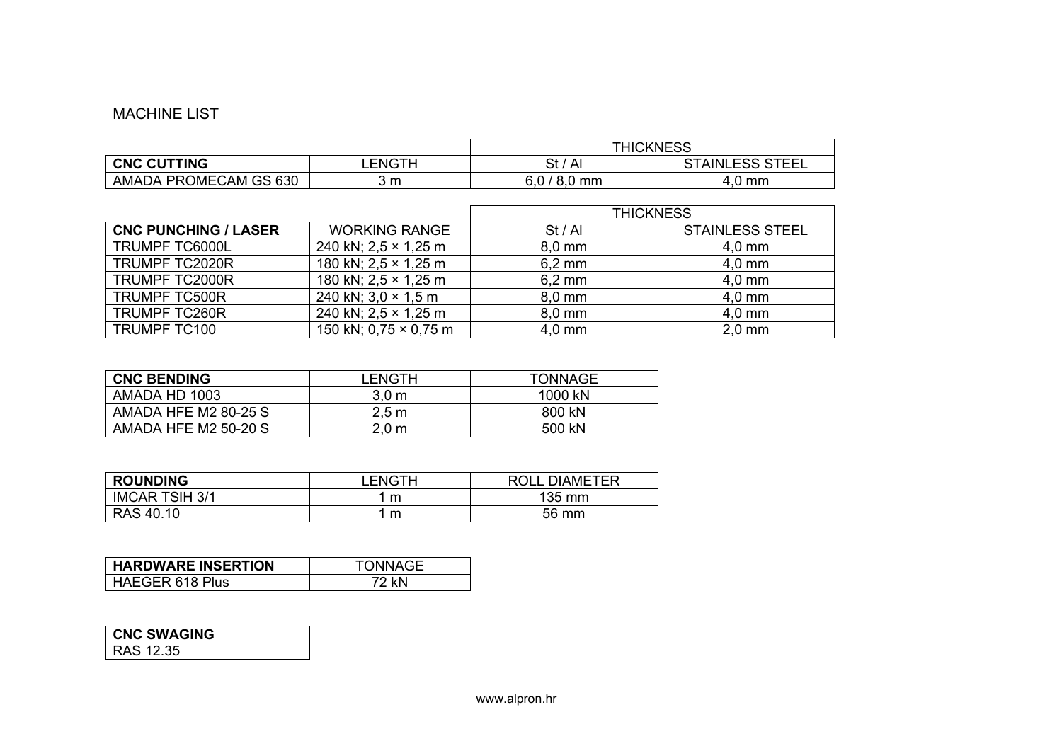# MACHINE LIST

| | | THICKNESS | |
|---|---|---|---|
| **CNC CUTTING** | LENGTH | St / Al | STAINLESS STEEL |
| AMADA PROMECAM GS 630 | 3 m | 6,0 / 8,0 mm | 4,0 mm |

| | | THICKNESS | |
|---|---|---|---|
| **CNC PUNCHING / LASER** | WORKING RANGE | St / Al | STAINLESS STEEL |
| TRUMPF TC6000L | 240 kN; 2,5 × 1,25 m | 8,0 mm | 4,0 mm |
| TRUMPF TC2020R | 180 kN; 2,5 × 1,25 m | 6,2 mm | 4,0 mm |
| TRUMPF TC2000R | 180 kN; 2,5 × 1,25 m | 6,2 mm | 4,0 mm |
| TRUMPF TC500R | 240 kN; 3,0 × 1,5 m | 8,0 mm | 4,0 mm |
| TRUMPF TC260R | 240 kN; 2,5 × 1,25 m | 8,0 mm | 4,0 mm |
| TRUMPF TC100 | 150 kN; 0,75 × 0,75 m | 4,0 mm | 2,0 mm |

| **CNC BENDING** | LENGTH | TONNAGE |
|---|---|---|
| AMADA HD 1003 | 3,0 m | 1000 kN |
| AMADA HFE M2 80-25 S | 2,5 m | 800 kN |
| AMADA HFE M2 50-20 S | 2,0 m | 500 kN |

| **ROUNDING** | LENGTH | ROLL DIAMETER |
|---|---|---|
| IMCAR TSIH 3/1 | 1 m | 135 mm |
| RAS 40.10 | 1 m | 56 mm |

| **HARDWARE INSERTION** | TONNAGE |
|---|---|
| HAEGER 618 Plus | 72 kN |

| **CNC SWAGING** |
|---|
| RAS 12.35 |

www.alpron.hr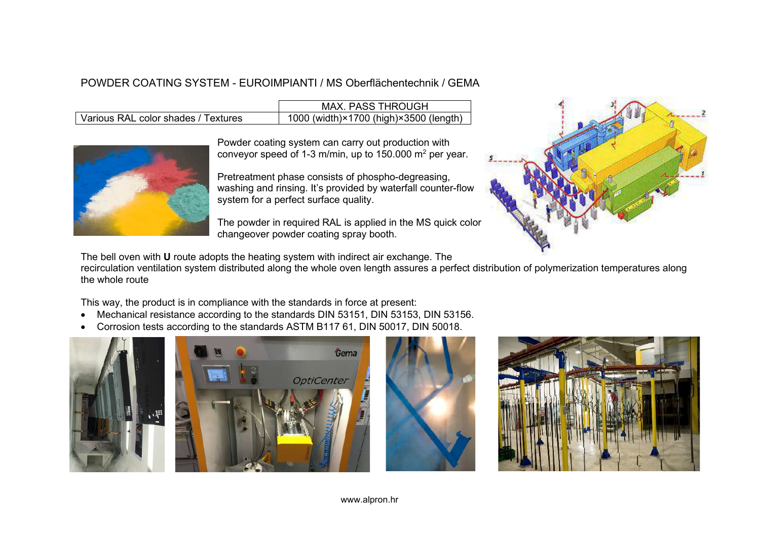POWDER COATING SYSTEM - EUROIMPIANTI / MS Oberflächentechnik / GEMA

| | MAX. PASS THROUGH |
| --- | --- |
| Various RAL color shades / Textures | 1000 (width)×1700 (high)×3500 (length) |

Powder coating system can carry out production with conveyor speed of 1-3 m/min, up to 150.000 m$^2$ per year.

Pretreatment phase consists of phospho-degreasing, washing and rinsing. It's provided by waterfall counter-flow system for a perfect surface quality.

The powder in required RAL is applied in the MS quick color changeover powder coating spray booth.

The bell oven with **U** route adopts the heating system with indirect air exchange. The recirculation ventilation system distributed along the whole oven length assures a perfect distribution of polymerization temperatures along the whole route

This way, the product is in compliance with the standards in force at present:

- Mechanical resistance according to the standards DIN 53151, DIN 53153, DIN 53156.
- Corrosion tests according to the standards ASTM B117 61, DIN 50017, DIN 50018.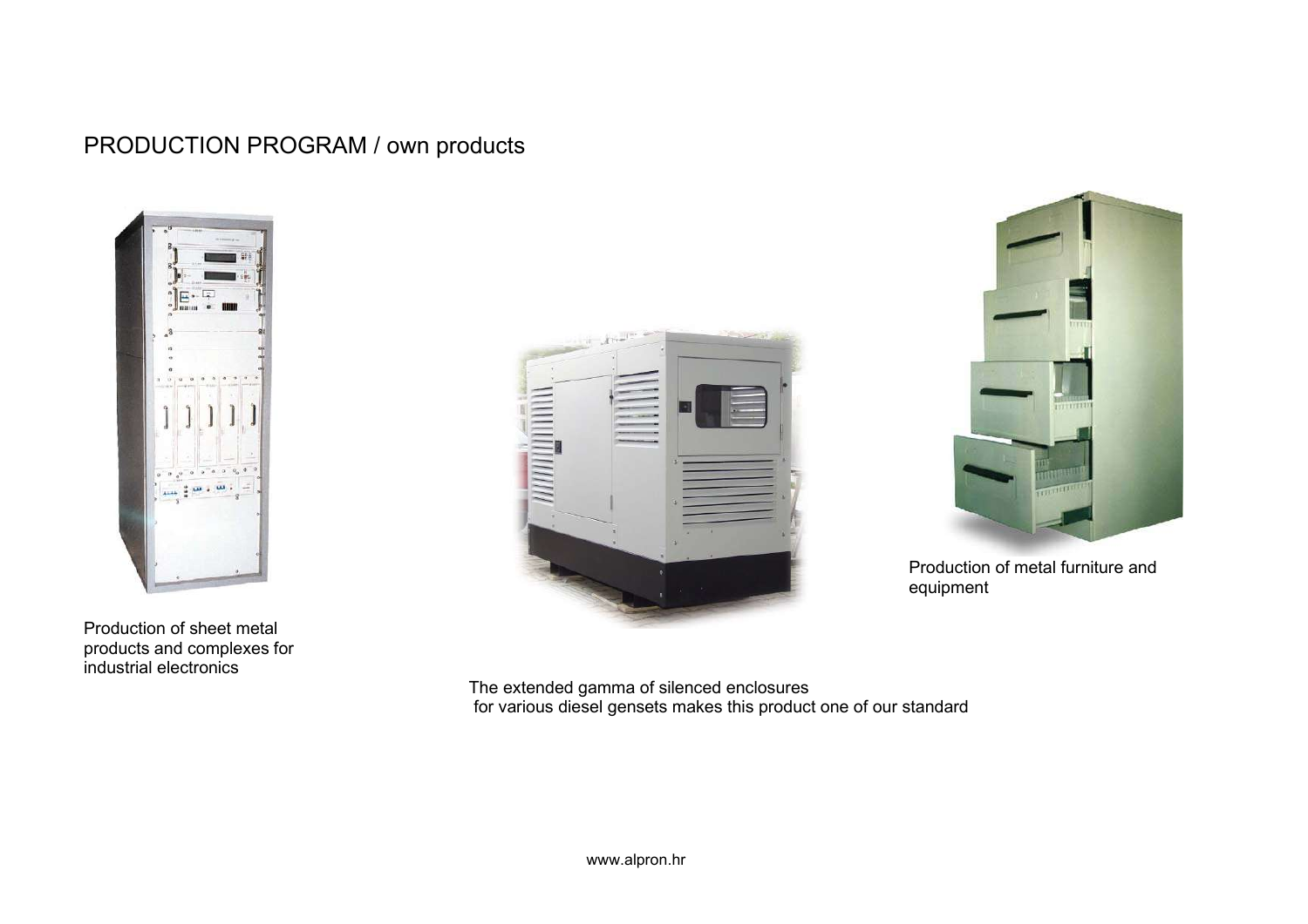# PRODUCTION PROGRAM / own products

Production of sheet metal products and complexes for industrial electronics

The extended gamma of silenced enclosures for various diesel gensets makes this product one of our standard

Production of metal furniture and equipment

www.alpron.hr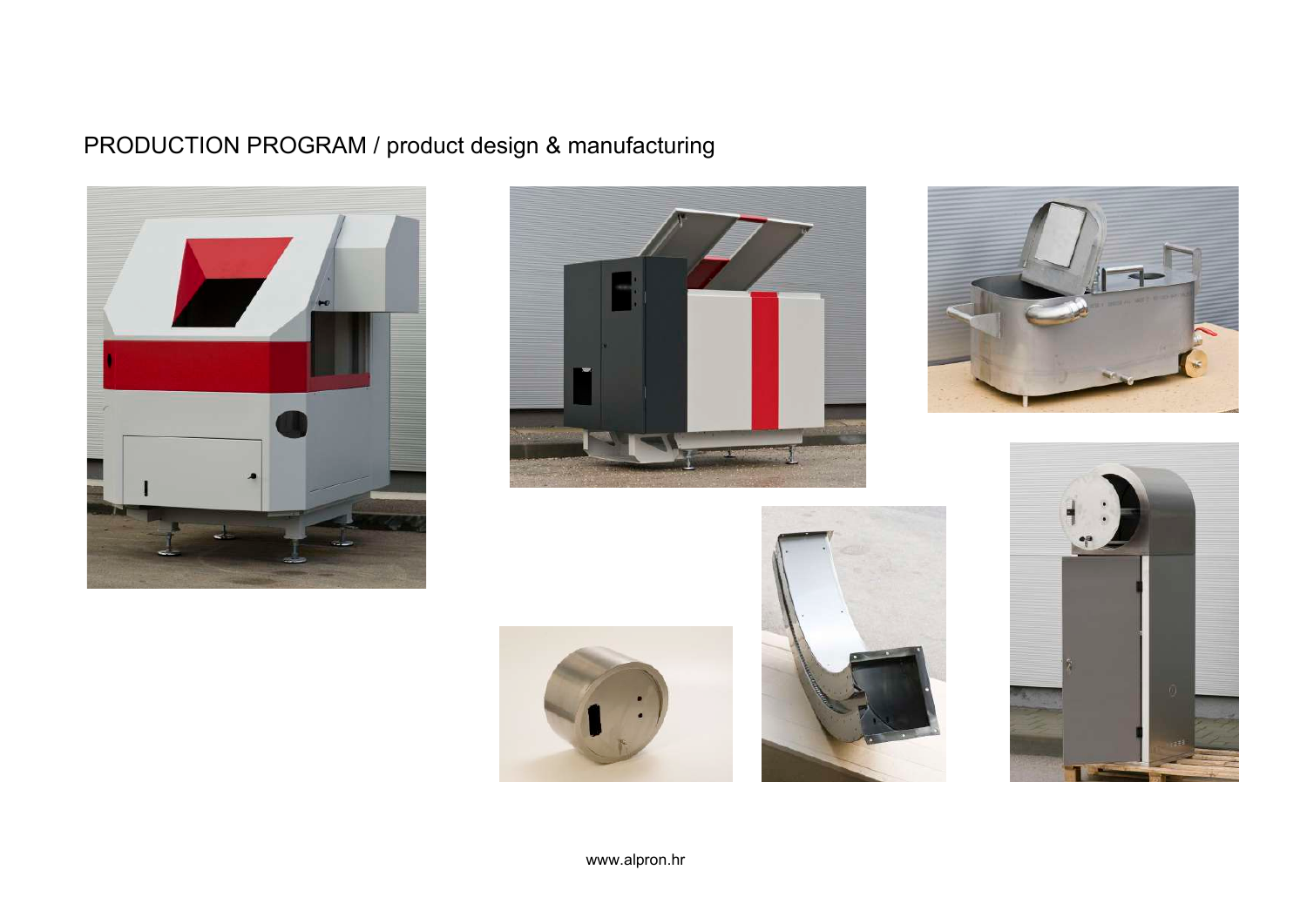PRODUCTION PROGRAM / product design & manufacturing

www.alpron.hr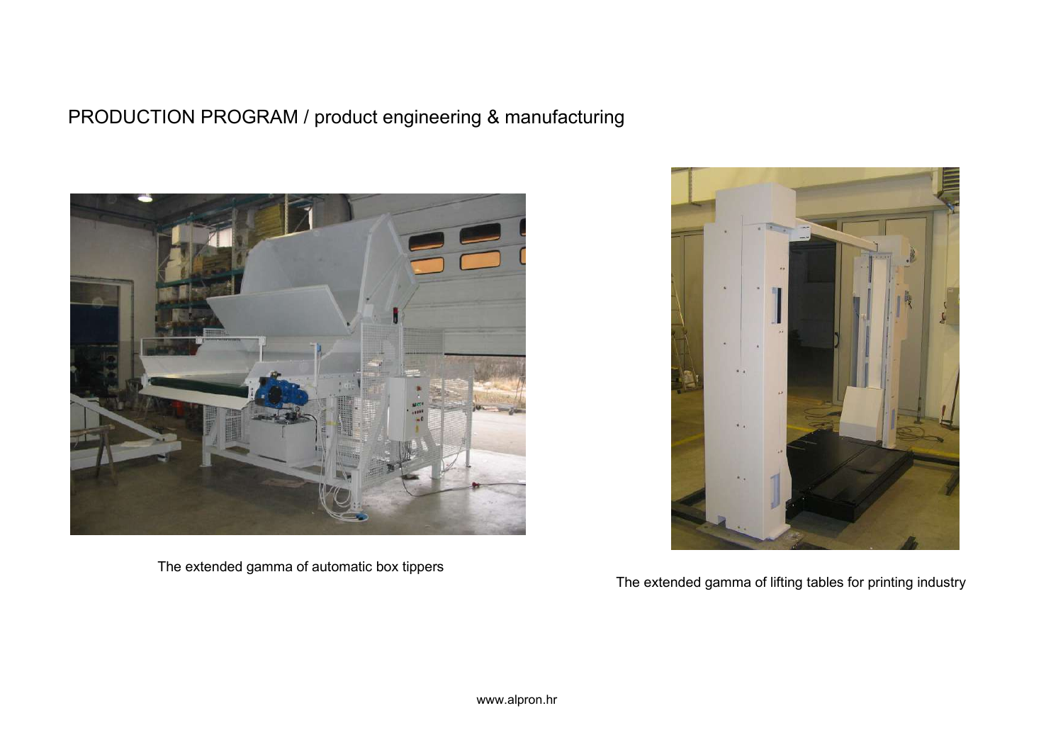# PRODUCTION PROGRAM / product engineering & manufacturing

The extended gamma of automatic box tippers

The extended gamma of lifting tables for printing industry

www.alpron.hr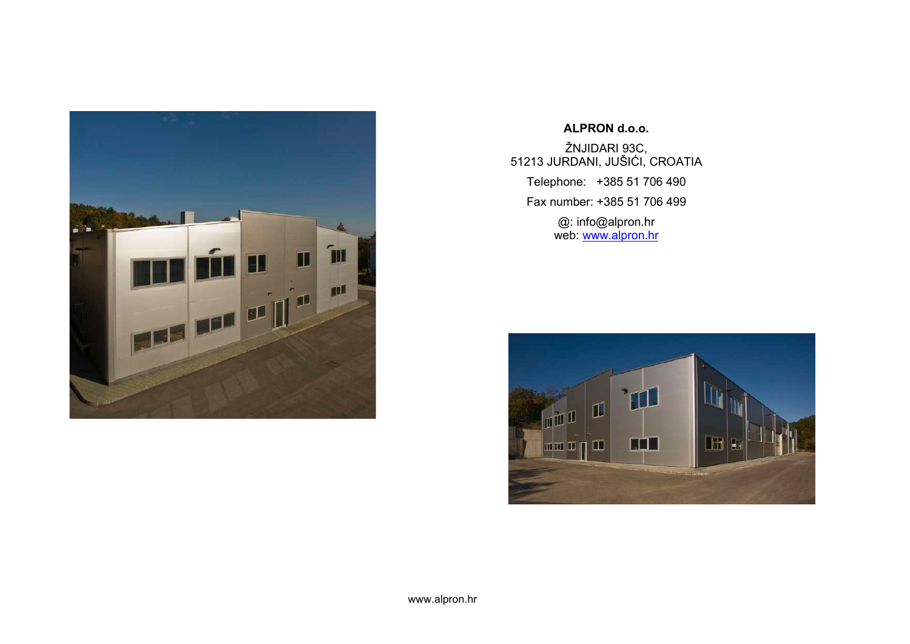**ALPRON d.o.o.**

ŽNJIDARI 93C,
51213 JURDANI, JUŠIĆI, CROATIA

Telephone: +385 51 706 490

Fax number: +385 51 706 499

@: info@alpron.hr
web: www.alpron.hr